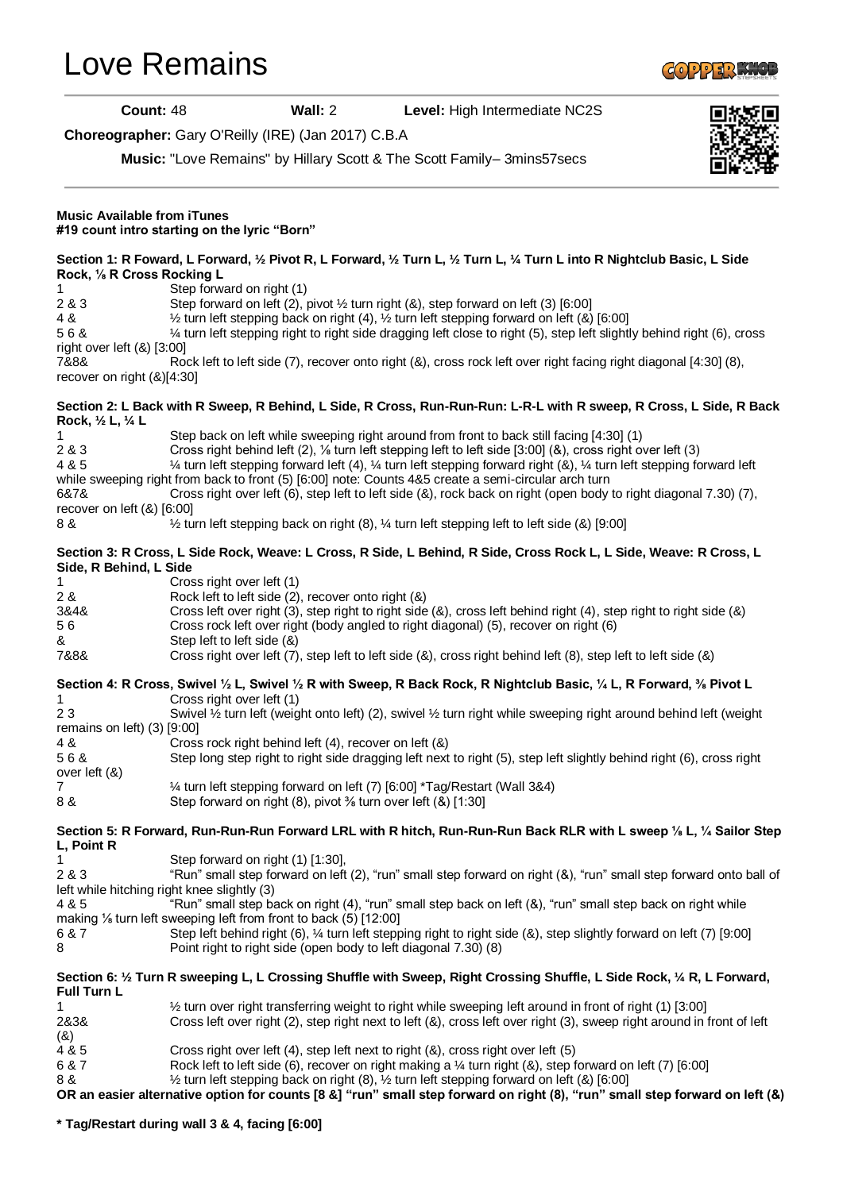# Love Remains

**Count:** 48 **Wall:** 2 **Level:** High Intermediate NC2S

**Choreographer:** Gary O'Reilly (IRE) (Jan 2017) C.B.A

**Music:** "Love Remains" by Hillary Scott & The Scott Family– 3mins57secs

**Music Available from iTunes**
**#19 count intro starting on the lyric "Born"**

**Section 1: R Foward, L Forward, ½ Pivot R, L Forward, ½ Turn L, ½ Turn L, ¼ Turn L into R Nightclub Basic, L Side Rock, ⅛ R Cross Rocking L**

1 Step forward on right (1)
2 & 3 Step forward on left (2), pivot ½ turn right (&), step forward on left (3) [6:00]
4 & ½ turn left stepping back on right (4), ½ turn left stepping forward on left (&) [6:00]
5 6 & ¼ turn left stepping right to right side dragging left close to right (5), step left slightly behind right (6), cross right over left (&) [3:00]
7&8& Rock left to left side (7), recover onto right (&), cross rock left over right facing right diagonal [4:30] (8), recover on right (&)[4:30]

**Section 2: L Back with R Sweep, R Behind, L Side, R Cross, Run-Run-Run: L-R-L with R sweep, R Cross, L Side, R Back Rock, ½ L, ¼ L**

1 Step back on left while sweeping right around from front to back still facing [4:30] (1)
2 & 3 Cross right behind left (2), ⅛ turn left stepping left to left side [3:00] (&), cross right over left (3)
4 & 5 ¼ turn left stepping forward left (4), ¼ turn left stepping forward right (&), ¼ turn left stepping forward left while sweeping right from back to front (5) [6:00] note: Counts 4&5 create a semi-circular arch turn
6&7& Cross right over left (6), step left to left side (&), rock back on right (open body to right diagonal 7.30) (7), recover on left (&) [6:00]
8 & ½ turn left stepping back on right (8), ¼ turn left stepping left to left side (&) [9:00]

**Section 3: R Cross, L Side Rock, Weave: L Cross, R Side, L Behind, R Side, Cross Rock L, L Side, Weave: R Cross, L Side, R Behind, L Side**

1 Cross right over left (1)
2 & Rock left to left side (2), recover onto right (&)
3&4& Cross left over right (3), step right to right side (&), cross left behind right (4), step right to right side (&)
5 6 Cross rock left over right (body angled to right diagonal) (5), recover on right (6)
& Step left to left side (&)
7&8& Cross right over left (7), step left to left side (&), cross right behind left (8), step left to left side (&)

**Section 4: R Cross, Swivel ½ L, Swivel ½ R with Sweep, R Back Rock, R Nightclub Basic, ¼ L, R Forward, ⅜ Pivot L**

1 Cross right over left (1)
2 3 Swivel ½ turn left (weight onto left) (2), swivel ½ turn right while sweeping right around behind left (weight remains on left) (3) [9:00]
4 & Cross rock right behind left (4), recover on left (&)
5 6 & Step long step right to right side dragging left next to right (5), step left slightly behind right (6), cross right over left (&)
7 ¼ turn left stepping forward on left (7) [6:00] *Tag/Restart (Wall 3&4)
8 & Step forward on right (8), pivot ⅜ turn over left (&) [1:30]

**Section 5: R Forward, Run-Run-Run Forward LRL with R hitch, Run-Run-Run Back RLR with L sweep ⅛ L, ¼ Sailor Step L, Point R**

1 Step forward on right (1) [1:30],
2 & 3 "Run" small step forward on left (2), "run" small step forward on right (&), "run" small step forward onto ball of left while hitching right knee slightly (3)
4 & 5 "Run" small step back on right (4), "run" small step back on left (&), "run" small step back on right while making ⅛ turn left sweeping left from front to back (5) [12:00]
6 & 7 Step left behind right (6), ¼ turn left stepping right to right side (&), step slightly forward on left (7) [9:00]
8 Point right to right side (open body to left diagonal 7.30) (8)

**Section 6: ½ Turn R sweeping L, L Crossing Shuffle with Sweep, Right Crossing Shuffle, L Side Rock, ¼ R, L Forward, Full Turn L**

1 ½ turn over right transferring weight to right while sweeping left around in front of right (1) [3:00]
2&3& Cross left over right (2), step right next to left (&), cross left over right (3), sweep right around in front of left (&)
4 & 5 Cross right over left (4), step left next to right (&), cross right over left (5)
6 & 7 Rock left to left side (6), recover on right making a ¼ turn right (&), step forward on left (7) [6:00]
8 & ½ turn left stepping back on right (8), ½ turn left stepping forward on left (&) [6:00]

**OR an easier alternative option for counts [8 &] "run" small step forward on right (8), "run" small step forward on left (&)**

**\* Tag/Restart during wall 3 & 4, facing [6:00]**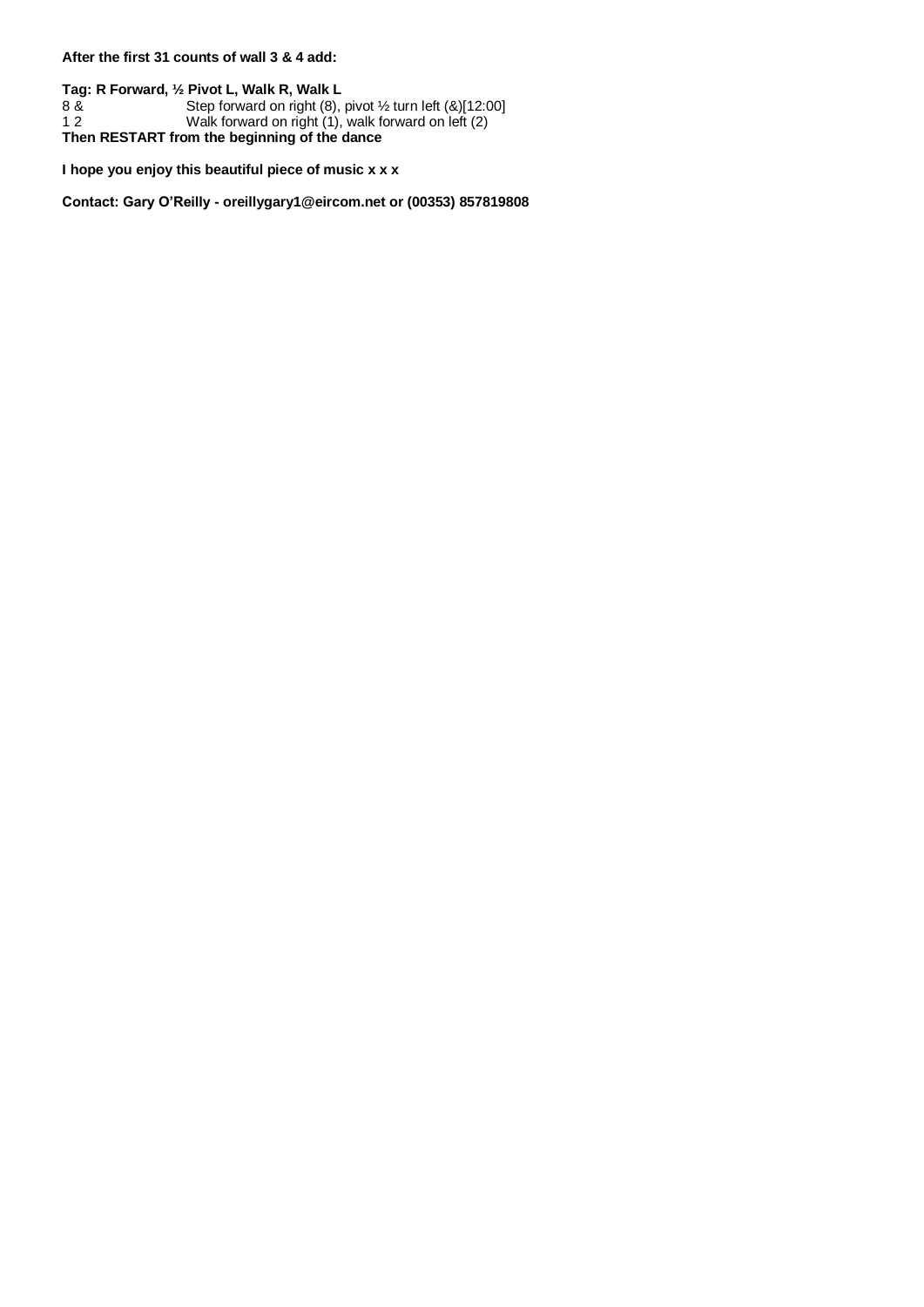**After the first 31 counts of wall 3 & 4 add:**

**Tag: R Forward, ½ Pivot L, Walk R, Walk L**

| | |
|---|---|
| 8 & | Step forward on right (8), pivot ½ turn left (&)[12:00] |
| 1 2 | Walk forward on right (1), walk forward on left (2) |

**Then RESTART from the beginning of the dance**

**I hope you enjoy this beautiful piece of music x x x**

**Contact: Gary O'Reilly - oreillygary1@eircom.net or (00353) 857819808**